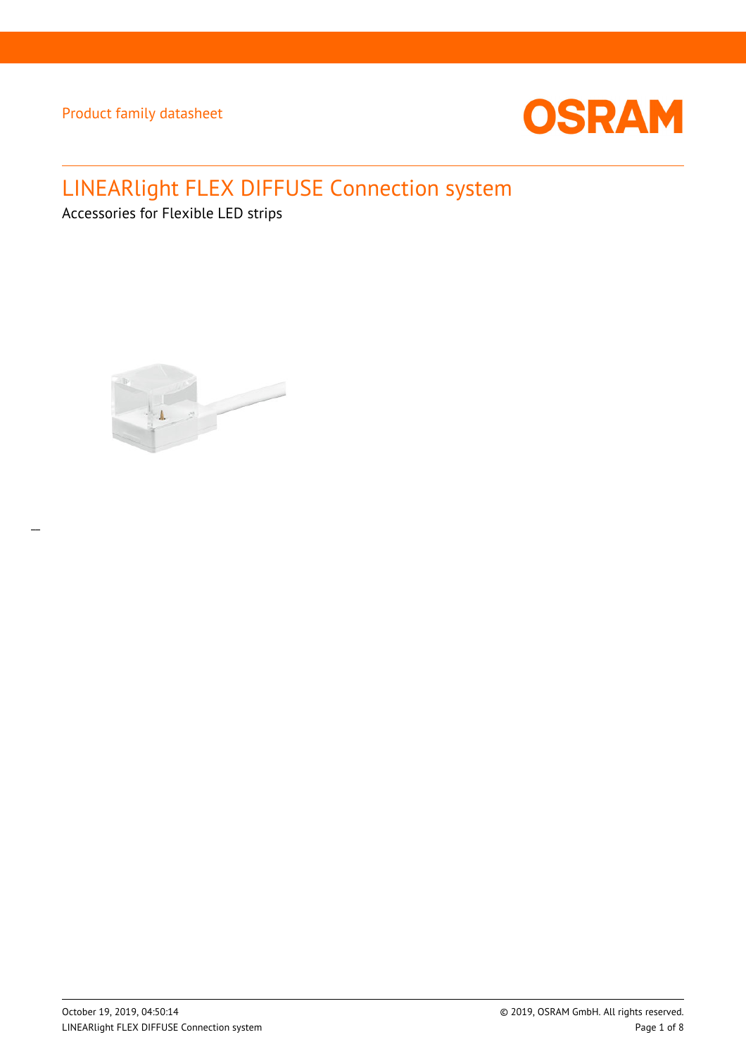Product family datasheet

# LINEARlight FLEX DIFFUSE Connection system

Accessories for Flexible LED strips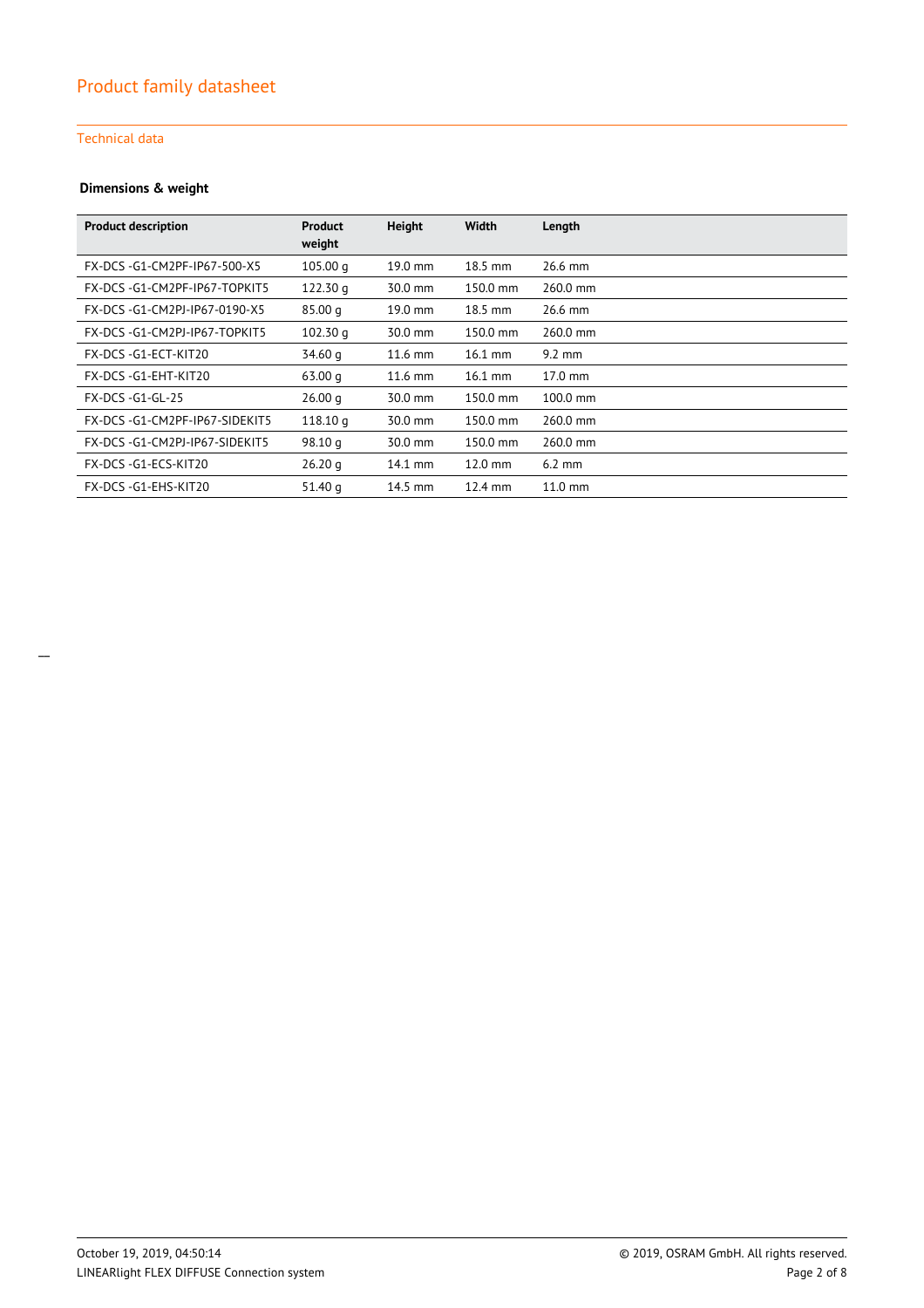# Product family datasheet

## Technical data

### Dimensions & weight

| Product description | Product weight | Height | Width | Length |
|---|---|---|---|---|
| FX-DCS -G1-CM2PF-IP67-500-X5 | 105.00 g | 19.0 mm | 18.5 mm | 26.6 mm |
| FX-DCS -G1-CM2PF-IP67-TOPKIT5 | 122.30 g | 30.0 mm | 150.0 mm | 260.0 mm |
| FX-DCS -G1-CM2PJ-IP67-0190-X5 | 85.00 g | 19.0 mm | 18.5 mm | 26.6 mm |
| FX-DCS -G1-CM2PJ-IP67-TOPKIT5 | 102.30 g | 30.0 mm | 150.0 mm | 260.0 mm |
| FX-DCS -G1-ECT-KIT20 | 34.60 g | 11.6 mm | 16.1 mm | 9.2 mm |
| FX-DCS -G1-EHT-KIT20 | 63.00 g | 11.6 mm | 16.1 mm | 17.0 mm |
| FX-DCS -G1-GL-25 | 26.00 g | 30.0 mm | 150.0 mm | 100.0 mm |
| FX-DCS -G1-CM2PF-IP67-SIDEKIT5 | 118.10 g | 30.0 mm | 150.0 mm | 260.0 mm |
| FX-DCS -G1-CM2PJ-IP67-SIDEKIT5 | 98.10 g | 30.0 mm | 150.0 mm | 260.0 mm |
| FX-DCS -G1-ECS-KIT20 | 26.20 g | 14.1 mm | 12.0 mm | 6.2 mm |
| FX-DCS -G1-EHS-KIT20 | 51.40 g | 14.5 mm | 12.4 mm | 11.0 mm |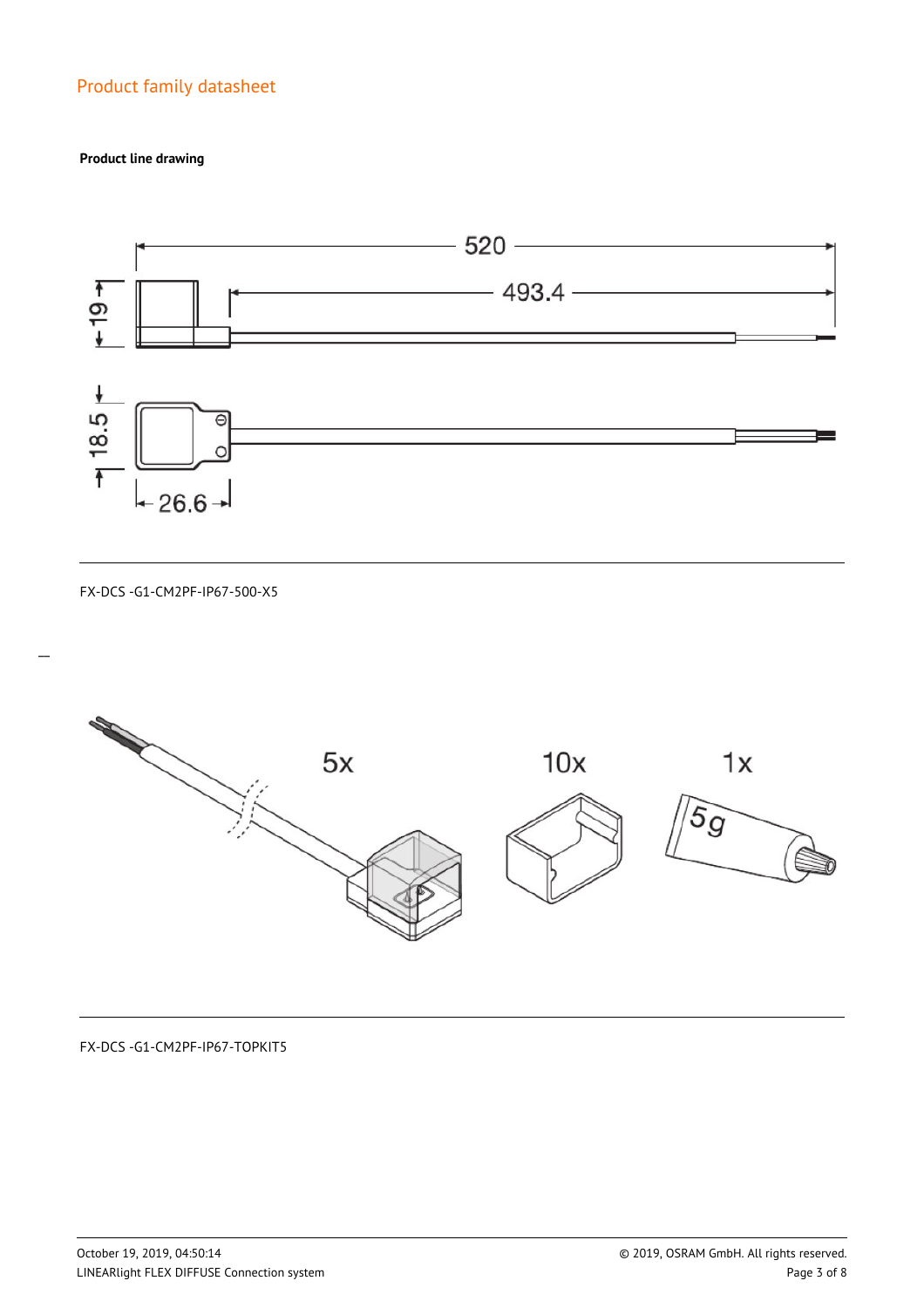Product family datasheet

**Product line drawing**

FX-DCS -G1-CM2PF-IP67-500-X5

FX-DCS -G1-CM2PF-IP67-TOPKIT5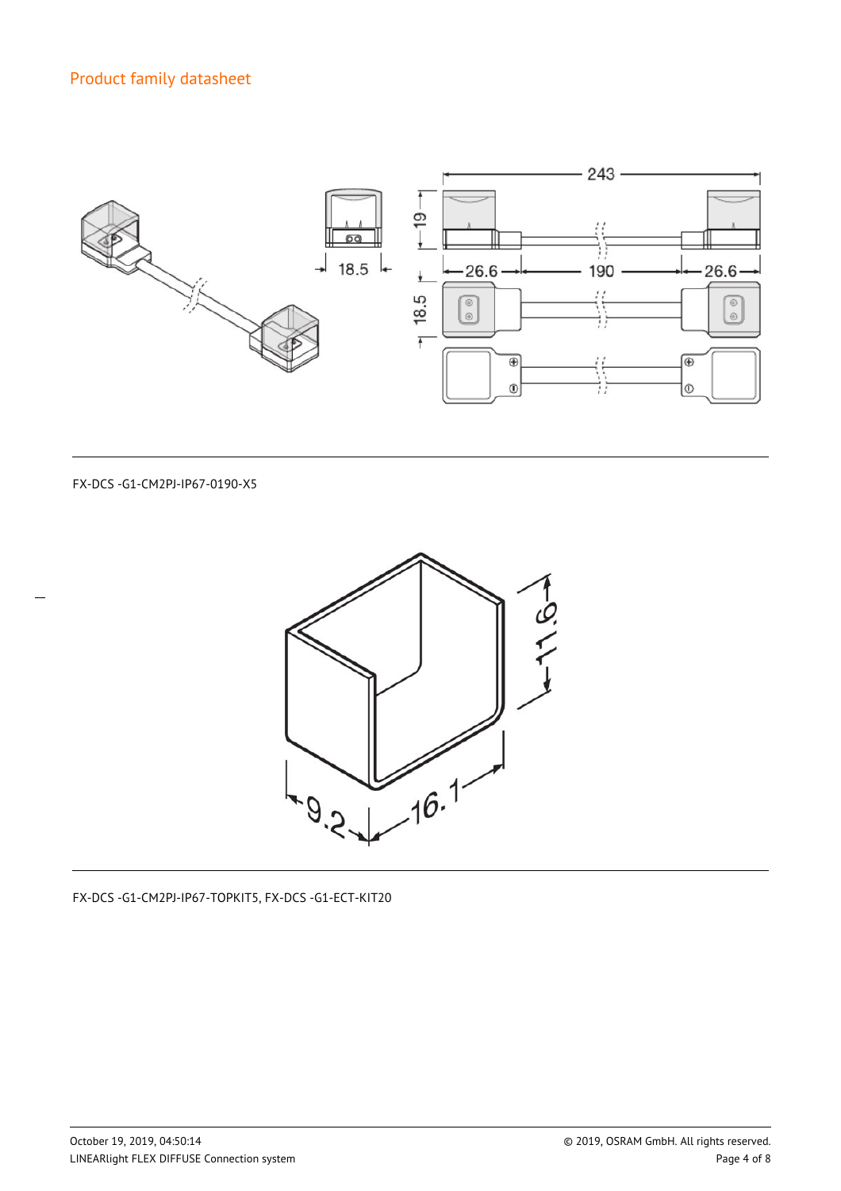## Product family datasheet

FX-DCS -G1-CM2PJ-IP67-0190-X5

FX-DCS -G1-CM2PJ-IP67-TOPKIT5, FX-DCS -G1-ECT-KIT20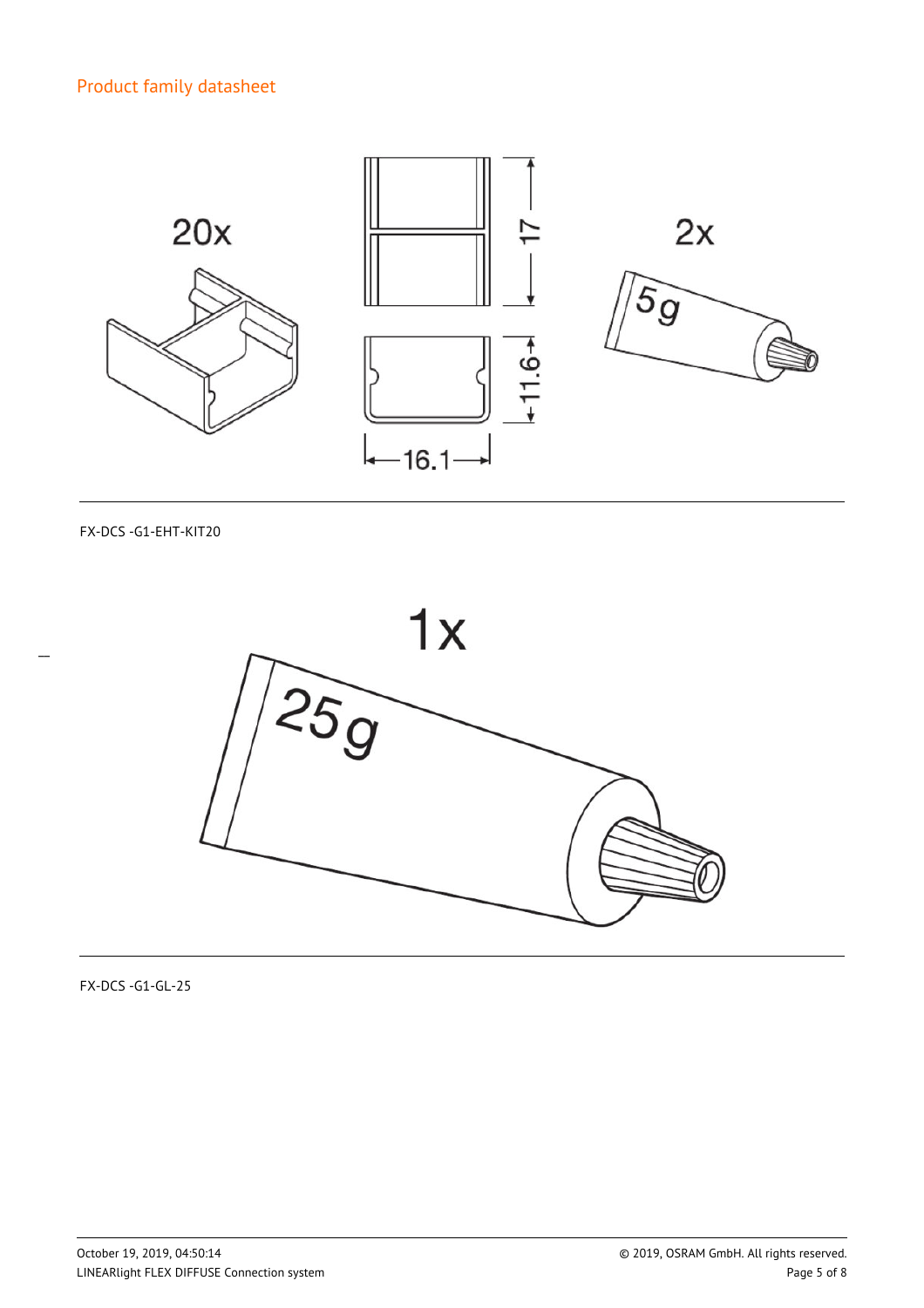FX-DCS -G1-EHT-KIT20

FX-DCS -G1-GL-25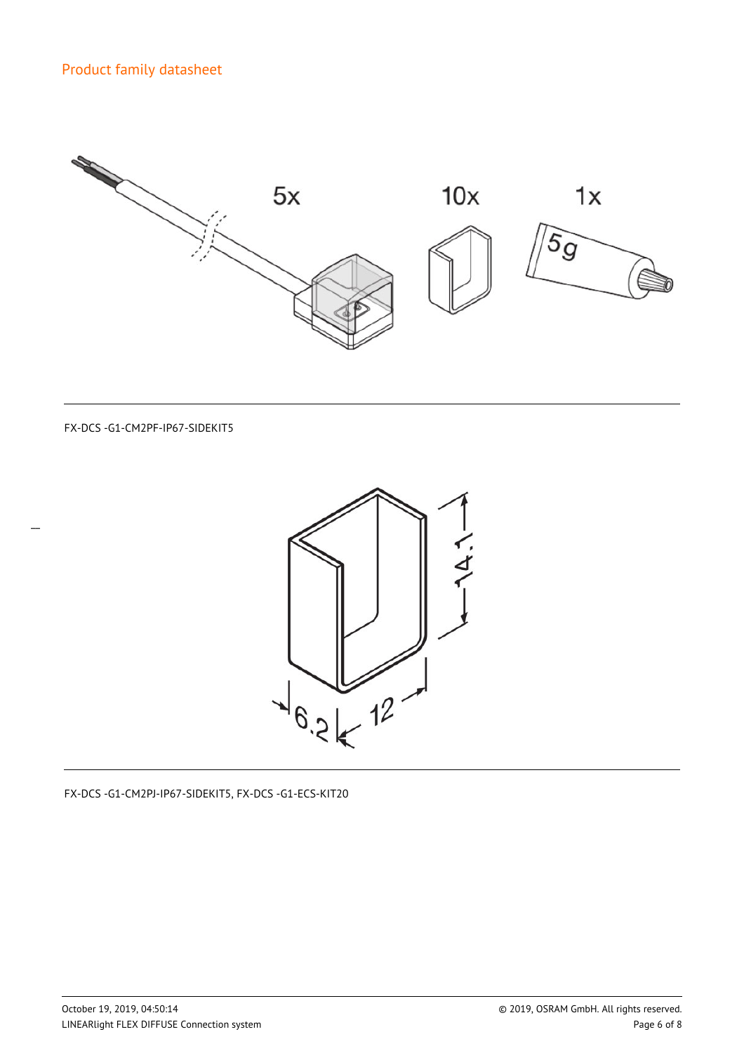Product family datasheet

FX-DCS -G1-CM2PF-IP67-SIDEKIT5

FX-DCS -G1-CM2PJ-IP67-SIDEKIT5, FX-DCS -G1-ECS-KIT20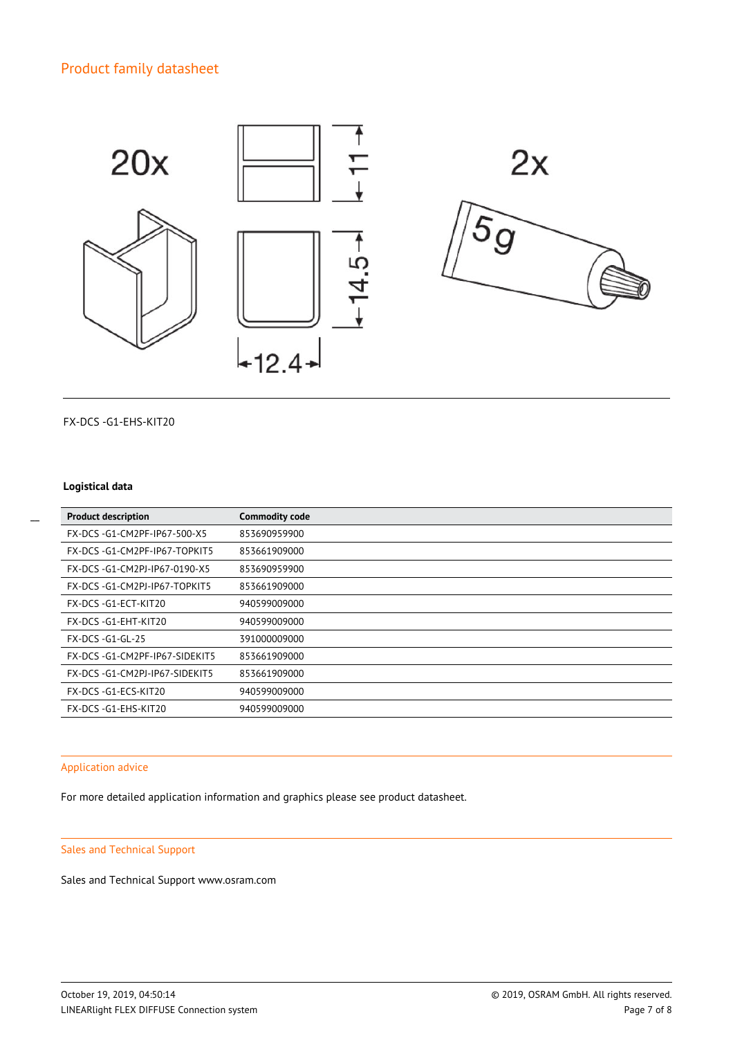## Product family datasheet

FX-DCS -G1-EHS-KIT20

### Logistical data

| Product description | Commodity code |
| --- | --- |
| FX-DCS -G1-CM2PF-IP67-500-X5 | 853690959900 |
| FX-DCS -G1-CM2PF-IP67-TOPKIT5 | 853661909000 |
| FX-DCS -G1-CM2PJ-IP67-0190-X5 | 853690959900 |
| FX-DCS -G1-CM2PJ-IP67-TOPKIT5 | 853661909000 |
| FX-DCS -G1-ECT-KIT20 | 940599009000 |
| FX-DCS -G1-EHT-KIT20 | 940599009000 |
| FX-DCS -G1-GL-25 | 391000009000 |
| FX-DCS -G1-CM2PF-IP67-SIDEKIT5 | 853661909000 |
| FX-DCS -G1-CM2PJ-IP67-SIDEKIT5 | 853661909000 |
| FX-DCS -G1-ECS-KIT20 | 940599009000 |
| FX-DCS -G1-EHS-KIT20 | 940599009000 |

### Application advice

For more detailed application information and graphics please see product datasheet.

### Sales and Technical Support

Sales and Technical Support www.osram.com

October 19, 2019, 04:50:14 © 2019, OSRAM GmbH. All rights reserved.
LINEARlight FLEX DIFFUSE Connection system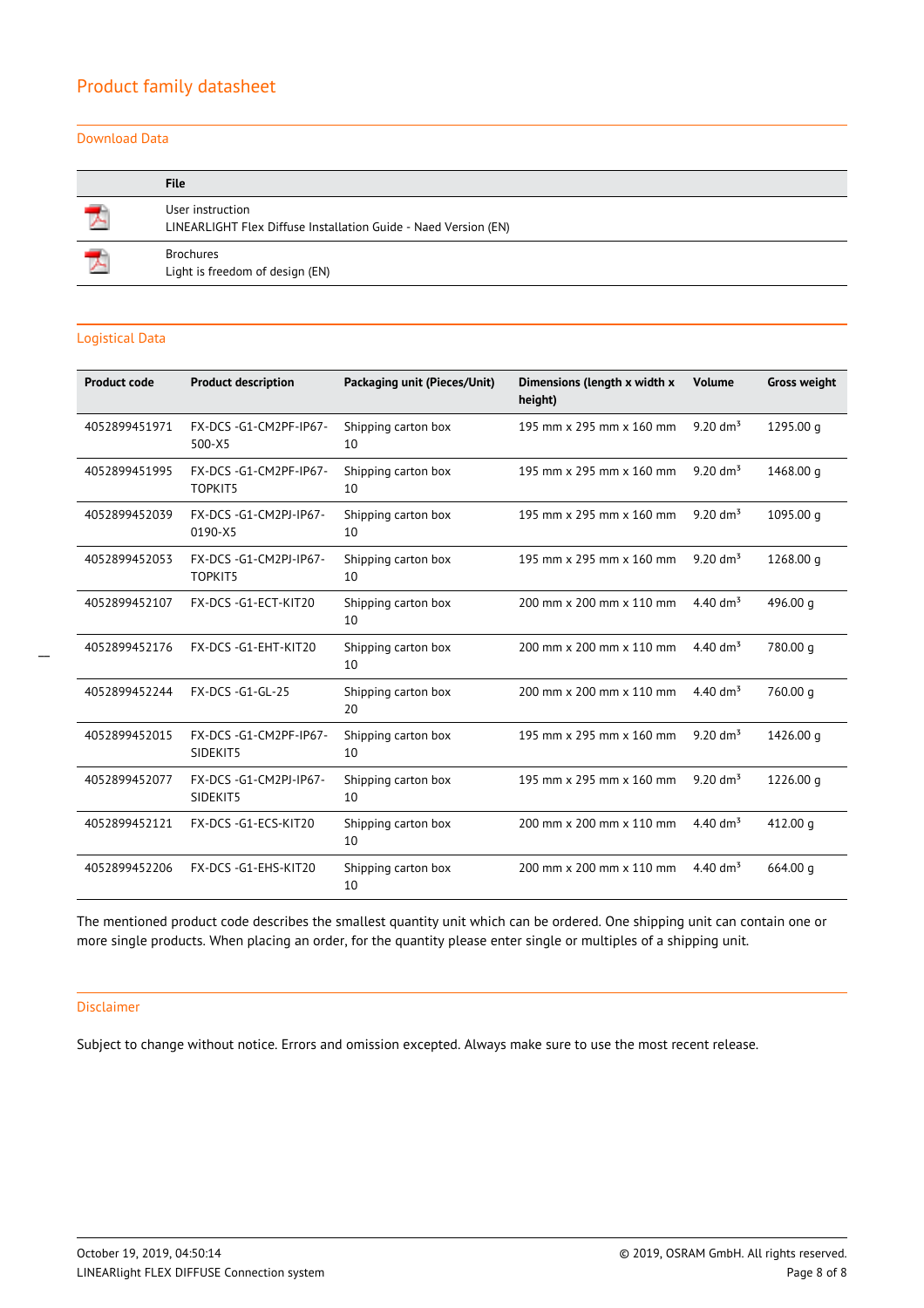# Product family datasheet

## Download Data

| | File |
|---|---|
| | User instruction<br>LINEARLIGHT Flex Diffuse Installation Guide - Naed Version (EN) |
| | Brochures<br>Light is freedom of design (EN) |

## Logistical Data

| Product code | Product description | Packaging unit (Pieces/Unit) | Dimensions (length x width x height) | Volume | Gross weight |
|---|---|---|---|---|---|
| 4052899451971 | FX-DCS -G1-CM2PF-IP67-500-X5 | Shipping carton box 10 | 195 mm x 295 mm x 160 mm | 9.20 $dm^3$ | 1295.00 g |
| 4052899451995 | FX-DCS -G1-CM2PF-IP67-TOPKIT5 | Shipping carton box 10 | 195 mm x 295 mm x 160 mm | 9.20 $dm^3$ | 1468.00 g |
| 4052899452039 | FX-DCS -G1-CM2PJ-IP67-0190-X5 | Shipping carton box 10 | 195 mm x 295 mm x 160 mm | 9.20 $dm^3$ | 1095.00 g |
| 4052899452053 | FX-DCS -G1-CM2PJ-IP67-TOPKIT5 | Shipping carton box 10 | 195 mm x 295 mm x 160 mm | 9.20 $dm^3$ | 1268.00 g |
| 4052899452107 | FX-DCS -G1-ECT-KIT20 | Shipping carton box 10 | 200 mm x 200 mm x 110 mm | 4.40 $dm^3$ | 496.00 g |
| 4052899452176 | FX-DCS -G1-EHT-KIT20 | Shipping carton box 10 | 200 mm x 200 mm x 110 mm | 4.40 $dm^3$ | 780.00 g |
| 4052899452244 | FX-DCS -G1-GL-25 | Shipping carton box 20 | 200 mm x 200 mm x 110 mm | 4.40 $dm^3$ | 760.00 g |
| 4052899452015 | FX-DCS -G1-CM2PF-IP67-SIDEKIT5 | Shipping carton box 10 | 195 mm x 295 mm x 160 mm | 9.20 $dm^3$ | 1426.00 g |
| 4052899452077 | FX-DCS -G1-CM2PJ-IP67-SIDEKIT5 | Shipping carton box 10 | 195 mm x 295 mm x 160 mm | 9.20 $dm^3$ | 1226.00 g |
| 4052899452121 | FX-DCS -G1-ECS-KIT20 | Shipping carton box 10 | 200 mm x 200 mm x 110 mm | 4.40 $dm^3$ | 412.00 g |
| 4052899452206 | FX-DCS -G1-EHS-KIT20 | Shipping carton box 10 | 200 mm x 200 mm x 110 mm | 4.40 $dm^3$ | 664.00 g |

The mentioned product code describes the smallest quantity unit which can be ordered. One shipping unit can contain one or more single products. When placing an order, for the quantity please enter single or multiples of a shipping unit.

## Disclaimer

Subject to change without notice. Errors and omission excepted. Always make sure to use the most recent release.

October 19, 2019, 04:50:14 © 2019, OSRAM GmbH. All rights reserved.
LINEARlight FLEX DIFFUSE Connection system